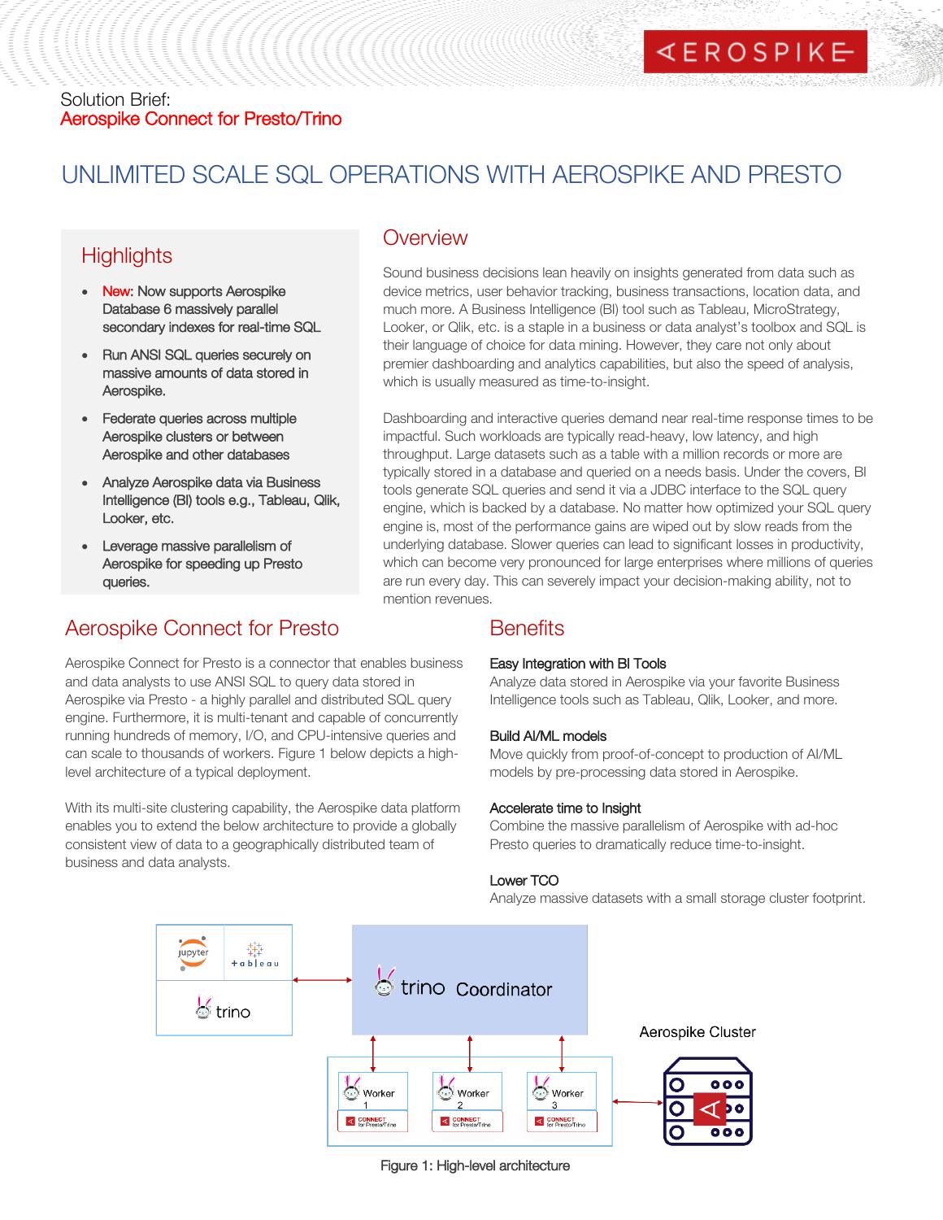Solution Brief:
Aerospike Connect for Presto/Trino

# UNLIMITED SCALE SQL OPERATIONS WITH AEROSPIKE AND PRESTO

## Highlights

- New: Now supports Aerospike Database 6 massively parallel secondary indexes for real-time SQL
- Run ANSI SQL queries securely on massive amounts of data stored in Aerospike.
- Federate queries across multiple Aerospike clusters or between Aerospike and other databases
- Analyze Aerospike data via Business Intelligence (BI) tools e.g., Tableau, Qlik, Looker, etc.
- Leverage massive parallelism of Aerospike for speeding up Presto queries.

## Overview

Sound business decisions lean heavily on insights generated from data such as device metrics, user behavior tracking, business transactions, location data, and much more. A Business Intelligence (BI) tool such as Tableau, MicroStrategy, Looker, or Qlik, etc. is a staple in a business or data analyst's toolbox and SQL is their language of choice for data mining. However, they care not only about premier dashboarding and analytics capabilities, but also the speed of analysis, which is usually measured as time-to-insight.

Dashboarding and interactive queries demand near real-time response times to be impactful. Such workloads are typically read-heavy, low latency, and high throughput. Large datasets such as a table with a million records or more are typically stored in a database and queried on a needs basis. Under the covers, BI tools generate SQL queries and send it via a JDBC interface to the SQL query engine, which is backed by a database. No matter how optimized your SQL query engine is, most of the performance gains are wiped out by slow reads from the underlying database. Slower queries can lead to significant losses in productivity, which can become very pronounced for large enterprises where millions of queries are run every day. This can severely impact your decision-making ability, not to mention revenues.

## Aerospike Connect for Presto

Aerospike Connect for Presto is a connector that enables business and data analysts to use ANSI SQL to query data stored in Aerospike via Presto - a highly parallel and distributed SQL query engine. Furthermore, it is multi-tenant and capable of concurrently running hundreds of memory, I/O, and CPU-intensive queries and can scale to thousands of workers. Figure 1 below depicts a high-level architecture of a typical deployment.

With its multi-site clustering capability, the Aerospike data platform enables you to extend the below architecture to provide a globally consistent view of data to a geographically distributed team of business and data analysts.

## Benefits

**Easy Integration with BI Tools**
Analyze data stored in Aerospike via your favorite Business Intelligence tools such as Tableau, Qlik, Looker, and more.

**Build AI/ML models**
Move quickly from proof-of-concept to production of AI/ML models by pre-processing data stored in Aerospike.

**Accelerate time to Insight**
Combine the massive parallelism of Aerospike with ad-hoc Presto queries to dramatically reduce time-to-insight.

**Lower TCO**
Analyze massive datasets with a small storage cluster footprint.

Figure 1: High-level architecture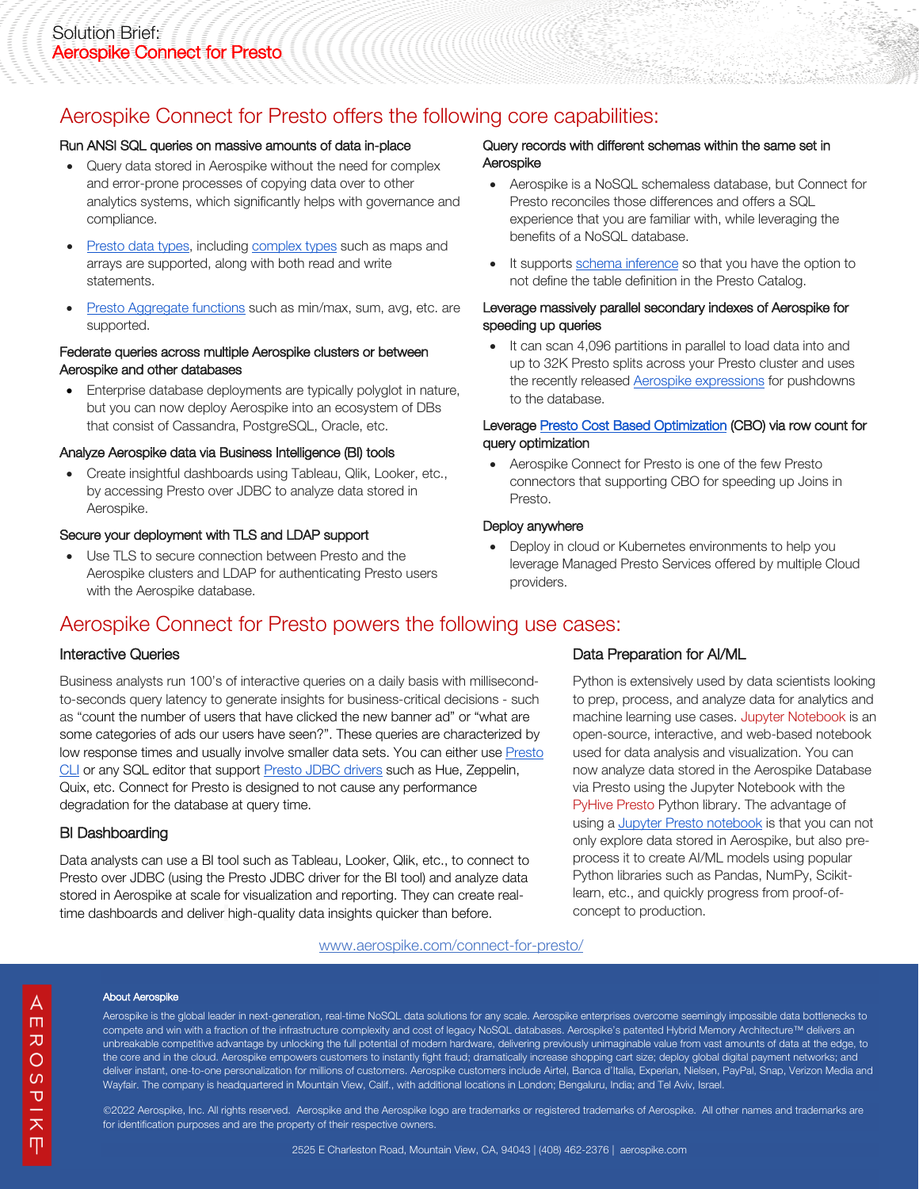Solution Brief:
Aerospike Connect for Presto

## Aerospike Connect for Presto offers the following core capabilities:

### Run ANSI SQL queries on massive amounts of data in-place

- Query data stored in Aerospike without the need for complex and error-prone processes of copying data over to other analytics systems, which significantly helps with governance and compliance.
- Presto data types, including complex types such as maps and arrays are supported, along with both read and write statements.
- Presto Aggregate functions such as min/max, sum, avg, etc. are supported.

### Federate queries across multiple Aerospike clusters or between Aerospike and other databases

- Enterprise database deployments are typically polyglot in nature, but you can now deploy Aerospike into an ecosystem of DBs that consist of Cassandra, PostgreSQL, Oracle, etc.

### Analyze Aerospike data via Business Intelligence (BI) tools

- Create insightful dashboards using Tableau, Qlik, Looker, etc., by accessing Presto over JDBC to analyze data stored in Aerospike.

### Secure your deployment with TLS and LDAP support

- Use TLS to secure connection between Presto and the Aerospike clusters and LDAP for authenticating Presto users with the Aerospike database.

### Query records with different schemas within the same set in Aerospike

- Aerospike is a NoSQL schemaless database, but Connect for Presto reconciles those differences and offers a SQL experience that you are familiar with, while leveraging the benefits of a NoSQL database.
- It supports schema inference so that you have the option to not define the table definition in the Presto Catalog.

### Leverage massively parallel secondary indexes of Aerospike for speeding up queries

- It can scan 4,096 partitions in parallel to load data into and up to 32K Presto splits across your Presto cluster and uses the recently released Aerospike expressions for pushdowns to the database.

### Leverage Presto Cost Based Optimization (CBO) via row count for query optimization

- Aerospike Connect for Presto is one of the few Presto connectors that supporting CBO for speeding up Joins in Presto.

### Deploy anywhere

- Deploy in cloud or Kubernetes environments to help you leverage Managed Presto Services offered by multiple Cloud providers.

## Aerospike Connect for Presto powers the following use cases:

### Interactive Queries

Business analysts run 100's of interactive queries on a daily basis with millisecond-to-seconds query latency to generate insights for business-critical decisions - such as "count the number of users that have clicked the new banner ad" or "what are some categories of ads our users have seen?". These queries are characterized by low response times and usually involve smaller data sets. You can either use Presto CLI or any SQL editor that support Presto JDBC drivers such as Hue, Zeppelin, Quix, etc. Connect for Presto is designed to not cause any performance degradation for the database at query time.

### BI Dashboarding

Data analysts can use a BI tool such as Tableau, Looker, Qlik, etc., to connect to Presto over JDBC (using the Presto JDBC driver for the BI tool) and analyze data stored in Aerospike at scale for visualization and reporting. They can create real-time dashboards and deliver high-quality data insights quicker than before.

### Data Preparation for AI/ML

Python is extensively used by data scientists looking to prep, process, and analyze data for analytics and machine learning use cases. Jupyter Notebook is an open-source, interactive, and web-based notebook used for data analysis and visualization. You can now analyze data stored in the Aerospike Database via Presto using the Jupyter Notebook with the PyHive Presto Python library. The advantage of using a Jupyter Presto notebook is that you can not only explore data stored in Aerospike, but also pre-process it to create AI/ML models using popular Python libraries such as Pandas, NumPy, Scikit-learn, etc., and quickly progress from proof-of-concept to production.

www.aerospike.com/connect-for-presto/

**About Aerospike**

Aerospike is the global leader in next-generation, real-time NoSQL data solutions for any scale. Aerospike enterprises overcome seemingly impossible data bottlenecks to compete and win with a fraction of the infrastructure complexity and cost of legacy NoSQL databases. Aerospike's patented Hybrid Memory Architecture™ delivers an unbreakable competitive advantage by unlocking the full potential of modern hardware, delivering previously unimaginable value from vast amounts of data at the edge, to the core and in the cloud. Aerospike empowers customers to instantly fight fraud; dramatically increase shopping cart size; deploy global digital payment networks; and deliver instant, one-to-one personalization for millions of customers. Aerospike customers include Airtel, Banca d'Italia, Experian, Nielsen, PayPal, Snap, Verizon Media and Wayfair. The company is headquartered in Mountain View, Calif., with additional locations in London; Bengaluru, India; and Tel Aviv, Israel.

©2022 Aerospike, Inc. All rights reserved. Aerospike and the Aerospike logo are trademarks or registered trademarks of Aerospike. All other names and trademarks are for identification purposes and are the property of their respective owners.

2525 E Charleston Road, Mountain View, CA, 94043 | (408) 462-2376 | aerospike.com